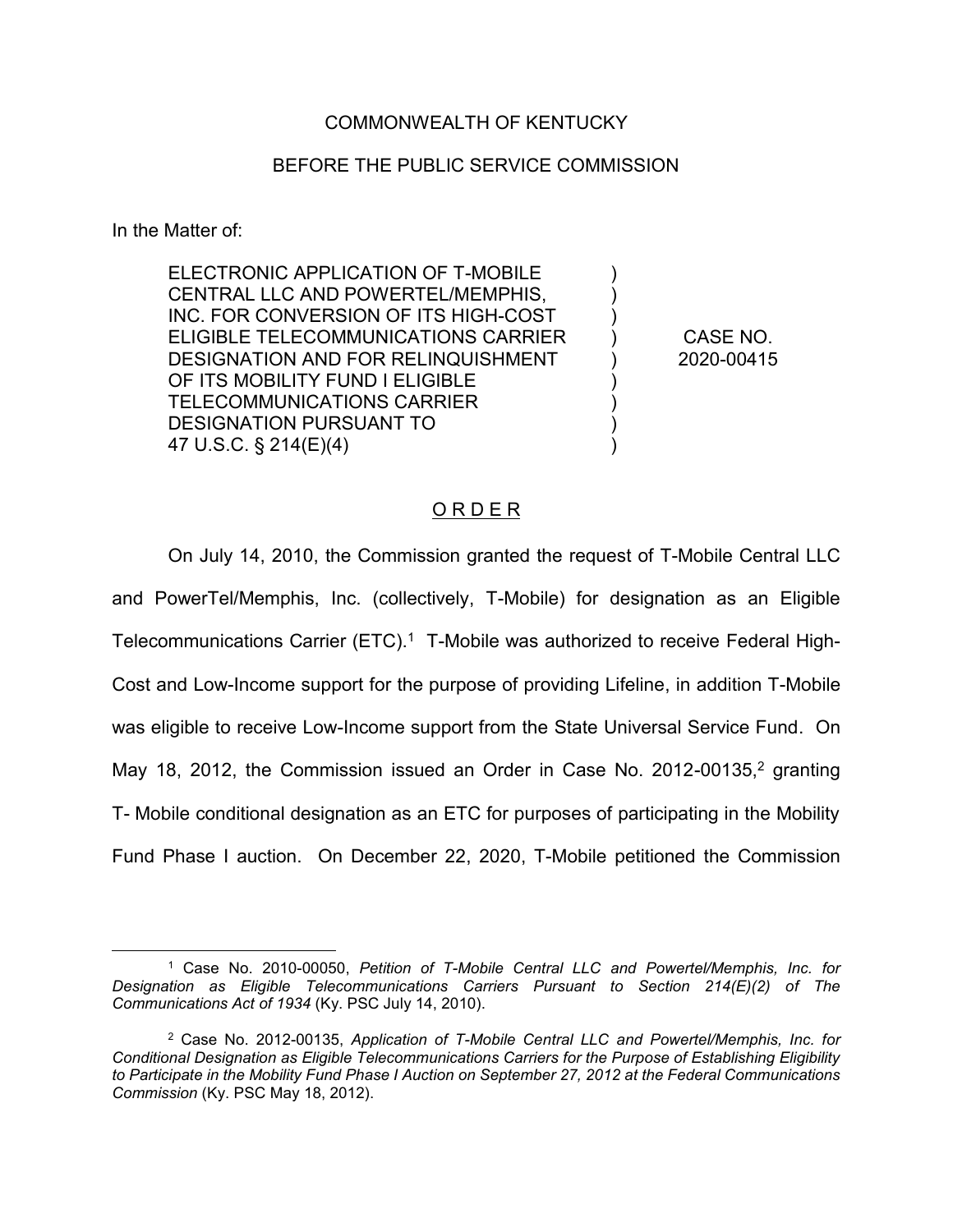COMMONWEALTH OF KENTUCKY

BEFORE THE PUBLIC SERVICE COMMISSION

In the Matter of:

| | | |
|---|---|---|
| ELECTRONIC APPLICATION OF T-MOBILE CENTRAL LLC AND POWERTEL/MEMPHIS, INC. FOR CONVERSION OF ITS HIGH-COST ELIGIBLE TELECOMMUNICATIONS CARRIER DESIGNATION AND FOR RELINQUISHMENT OF ITS MOBILITY FUND I ELIGIBLE TELECOMMUNICATIONS CARRIER DESIGNATION PURSUANT TO 47 U.S.C. § 214(E)(4) | ) | CASE NO. 2020-00415 |

O R D E R

On July 14, 2010, the Commission granted the request of T-Mobile Central LLC and PowerTel/Memphis, Inc. (collectively, T-Mobile) for designation as an Eligible Telecommunications Carrier (ETC).[1] T-Mobile was authorized to receive Federal High-Cost and Low-Income support for the purpose of providing Lifeline, in addition T-Mobile was eligible to receive Low-Income support from the State Universal Service Fund. On May 18, 2012, the Commission issued an Order in Case No. 2012-00135,[2] granting T- Mobile conditional designation as an ETC for purposes of participating in the Mobility Fund Phase I auction. On December 22, 2020, T-Mobile petitioned the Commission

[1] Case No. 2010-00050, *Petition of T-Mobile Central LLC and Powertel/Memphis, Inc. for Designation as Eligible Telecommunications Carriers Pursuant to Section 214(E)(2) of The Communications Act of 1934* (Ky. PSC July 14, 2010).

[2] Case No. 2012-00135, *Application of T-Mobile Central LLC and Powertel/Memphis, Inc. for Conditional Designation as Eligible Telecommunications Carriers for the Purpose of Establishing Eligibility to Participate in the Mobility Fund Phase I Auction on September 27, 2012 at the Federal Communications Commission* (Ky. PSC May 18, 2012).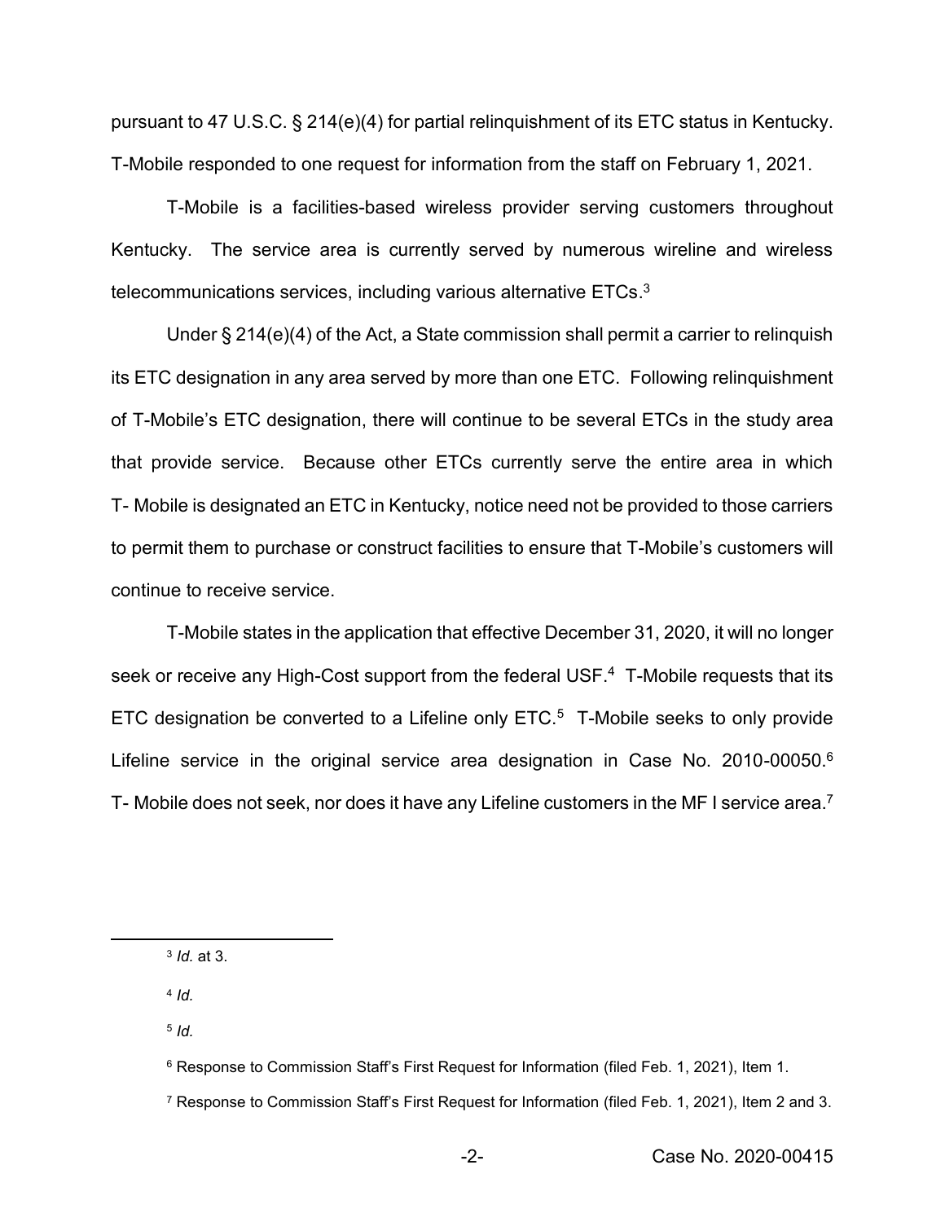pursuant to 47 U.S.C. § 214(e)(4) for partial relinquishment of its ETC status in Kentucky. T-Mobile responded to one request for information from the staff on February 1, 2021.

T-Mobile is a facilities-based wireless provider serving customers throughout Kentucky. The service area is currently served by numerous wireline and wireless telecommunications services, including various alternative ETCs.[3]

Under § 214(e)(4) of the Act, a State commission shall permit a carrier to relinquish its ETC designation in any area served by more than one ETC. Following relinquishment of T-Mobile's ETC designation, there will continue to be several ETCs in the study area that provide service. Because other ETCs currently serve the entire area in which T- Mobile is designated an ETC in Kentucky, notice need not be provided to those carriers to permit them to purchase or construct facilities to ensure that T-Mobile's customers will continue to receive service.

T-Mobile states in the application that effective December 31, 2020, it will no longer seek or receive any High-Cost support from the federal USF.[4] T-Mobile requests that its ETC designation be converted to a Lifeline only ETC.[5] T-Mobile seeks to only provide Lifeline service in the original service area designation in Case No. 2010-00050.[6] T- Mobile does not seek, nor does it have any Lifeline customers in the MF I service area.[7]

---

[3] *Id.* at 3.

[4] *Id.*

[5] *Id.*

[6] Response to Commission Staff's First Request for Information (filed Feb. 1, 2021), Item 1.

[7] Response to Commission Staff's First Request for Information (filed Feb. 1, 2021), Item 2 and 3.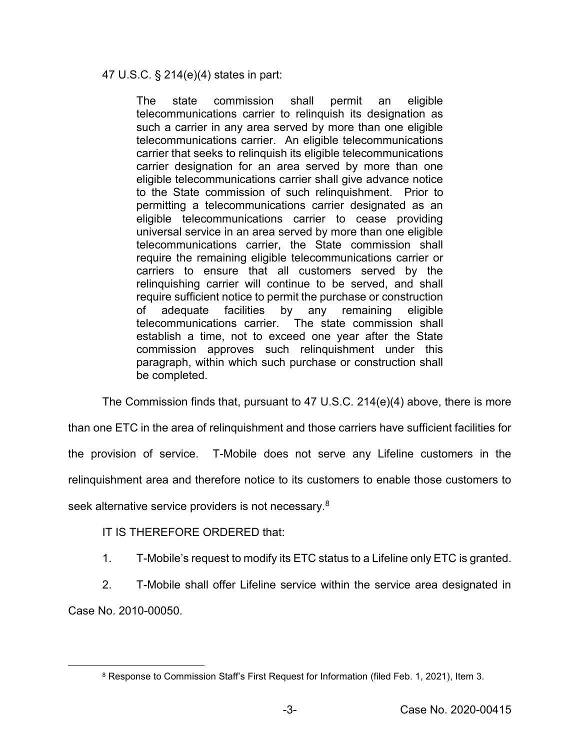47 U.S.C. § 214(e)(4) states in part:

> The state commission shall permit an eligible telecommunications carrier to relinquish its designation as such a carrier in any area served by more than one eligible telecommunications carrier. An eligible telecommunications carrier that seeks to relinquish its eligible telecommunications carrier designation for an area served by more than one eligible telecommunications carrier shall give advance notice to the State commission of such relinquishment. Prior to permitting a telecommunications carrier designated as an eligible telecommunications carrier to cease providing universal service in an area served by more than one eligible telecommunications carrier, the State commission shall require the remaining eligible telecommunications carrier or carriers to ensure that all customers served by the relinquishing carrier will continue to be served, and shall require sufficient notice to permit the purchase or construction of adequate facilities by any remaining eligible telecommunications carrier. The state commission shall establish a time, not to exceed one year after the State commission approves such relinquishment under this paragraph, within which such purchase or construction shall be completed.

The Commission finds that, pursuant to 47 U.S.C. 214(e)(4) above, there is more than one ETC in the area of relinquishment and those carriers have sufficient facilities for the provision of service. T-Mobile does not serve any Lifeline customers in the relinquishment area and therefore notice to its customers to enable those customers to seek alternative service providers is not necessary.[8]

IT IS THEREFORE ORDERED that:

1. T-Mobile's request to modify its ETC status to a Lifeline only ETC is granted.

2. T-Mobile shall offer Lifeline service within the service area designated in Case No. 2010-00050.

[8] Response to Commission Staff's First Request for Information (filed Feb. 1, 2021), Item 3.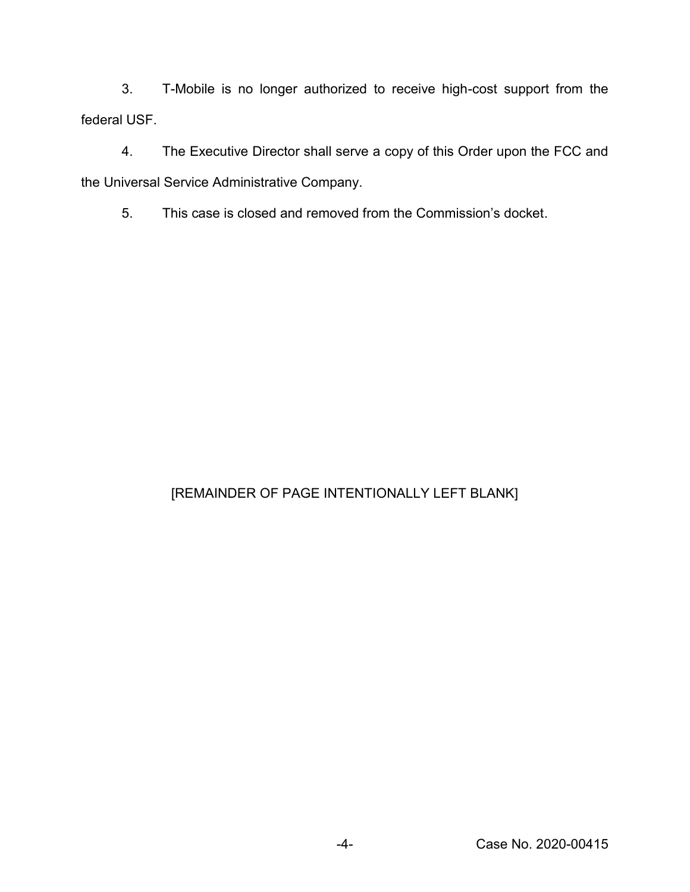3. T-Mobile is no longer authorized to receive high-cost support from the federal USF.

4. The Executive Director shall serve a copy of this Order upon the FCC and the Universal Service Administrative Company.

5. This case is closed and removed from the Commission's docket.

[REMAINDER OF PAGE INTENTIONALLY LEFT BLANK]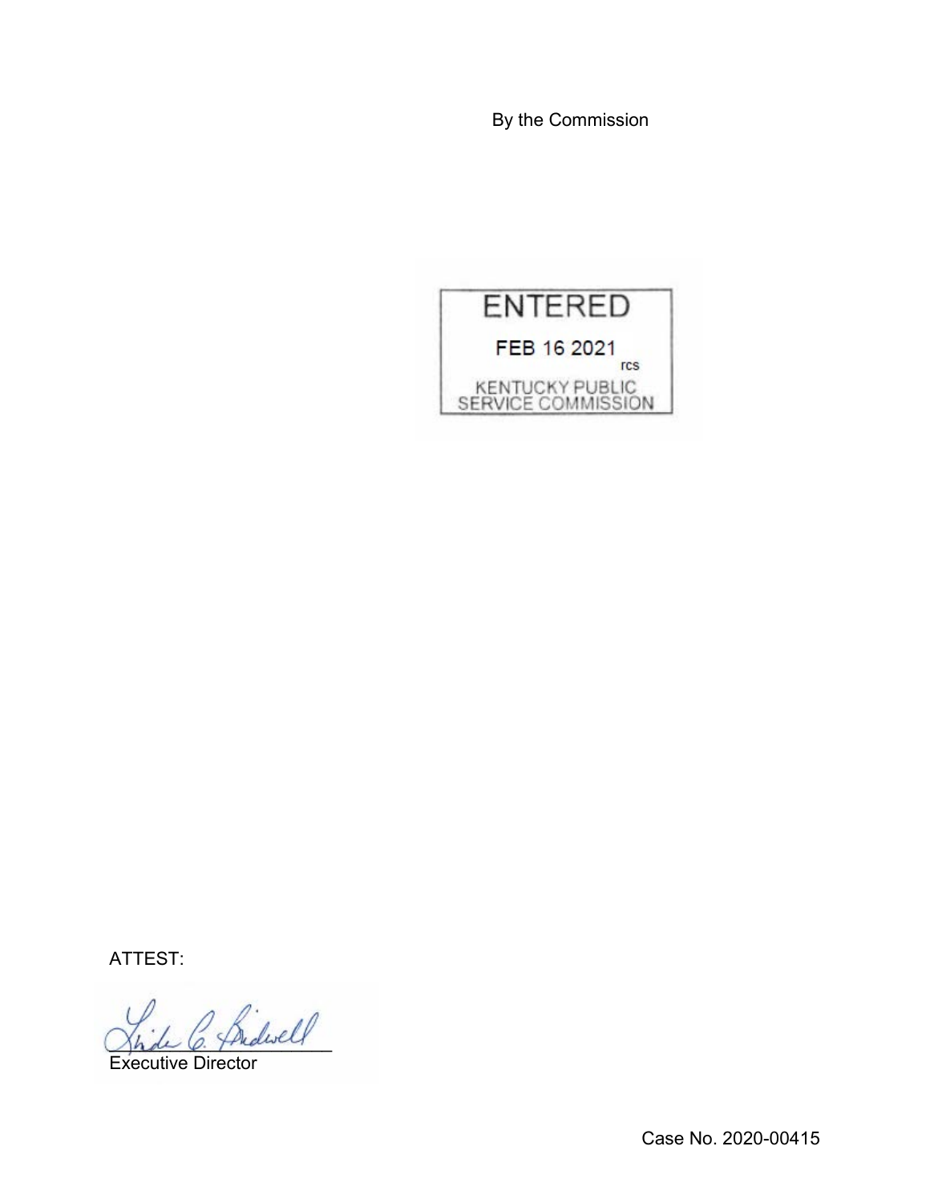By the Commission

ENTERED

FEB 16 2021

rcs

KENTUCKY PUBLIC SERVICE COMMISSION

ATTEST:

Executive Director

Case No. 2020-00415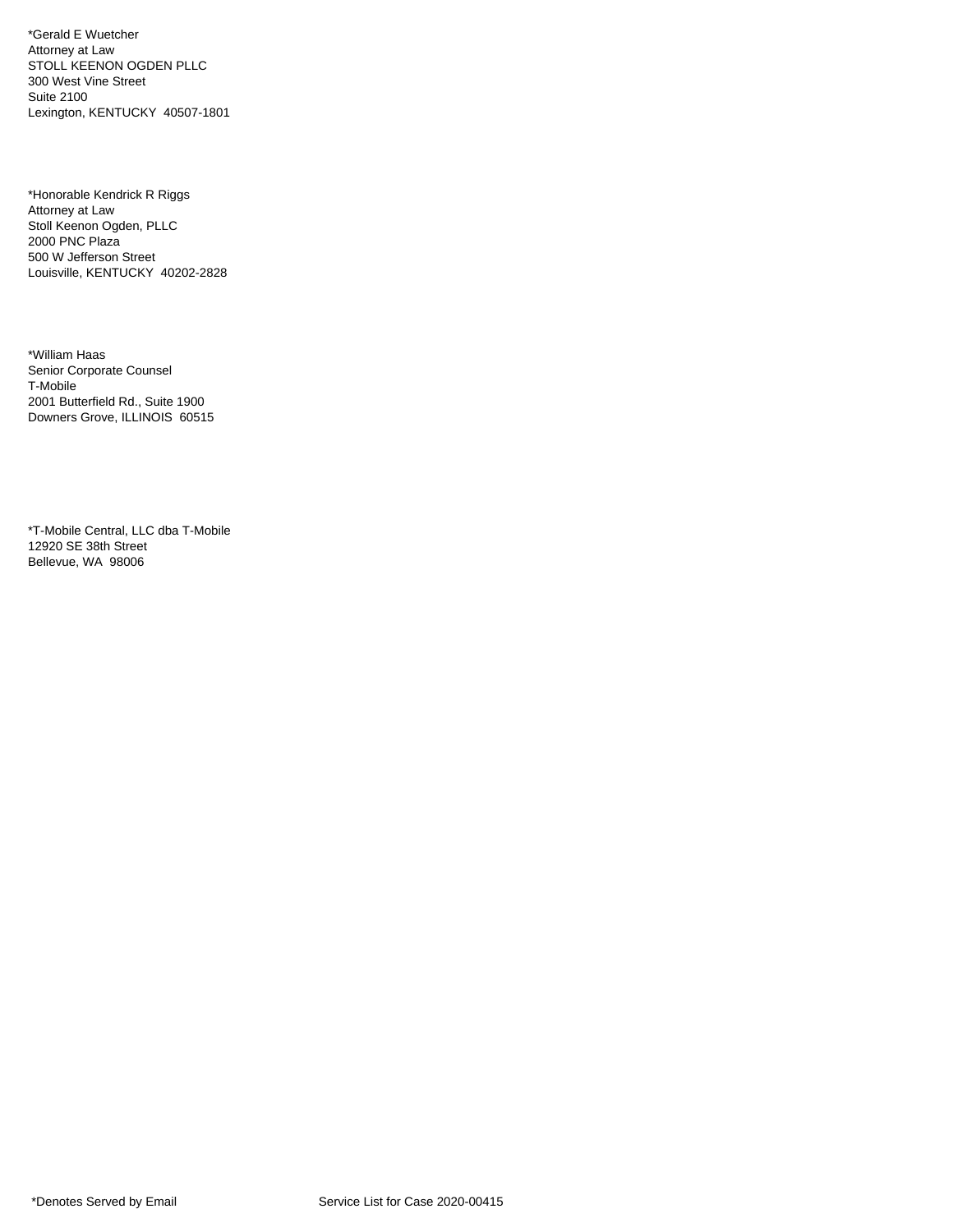*Gerald E Wuetcher
Attorney at Law
STOLL KEENON OGDEN PLLC
300 West Vine Street
Suite 2100
Lexington, KENTUCKY  40507-1801

*Honorable Kendrick R Riggs
Attorney at Law
Stoll Keenon Ogden, PLLC
2000 PNC Plaza
500 W Jefferson Street
Louisville, KENTUCKY  40202-2828

*William Haas
Senior Corporate Counsel
T-Mobile
2001 Butterfield Rd., Suite 1900
Downers Grove, ILLINOIS  60515

*T-Mobile Central, LLC dba T-Mobile
12920 SE 38th Street
Bellevue, WA  98006

*Denotes Served by Email

Service List for Case 2020-00415